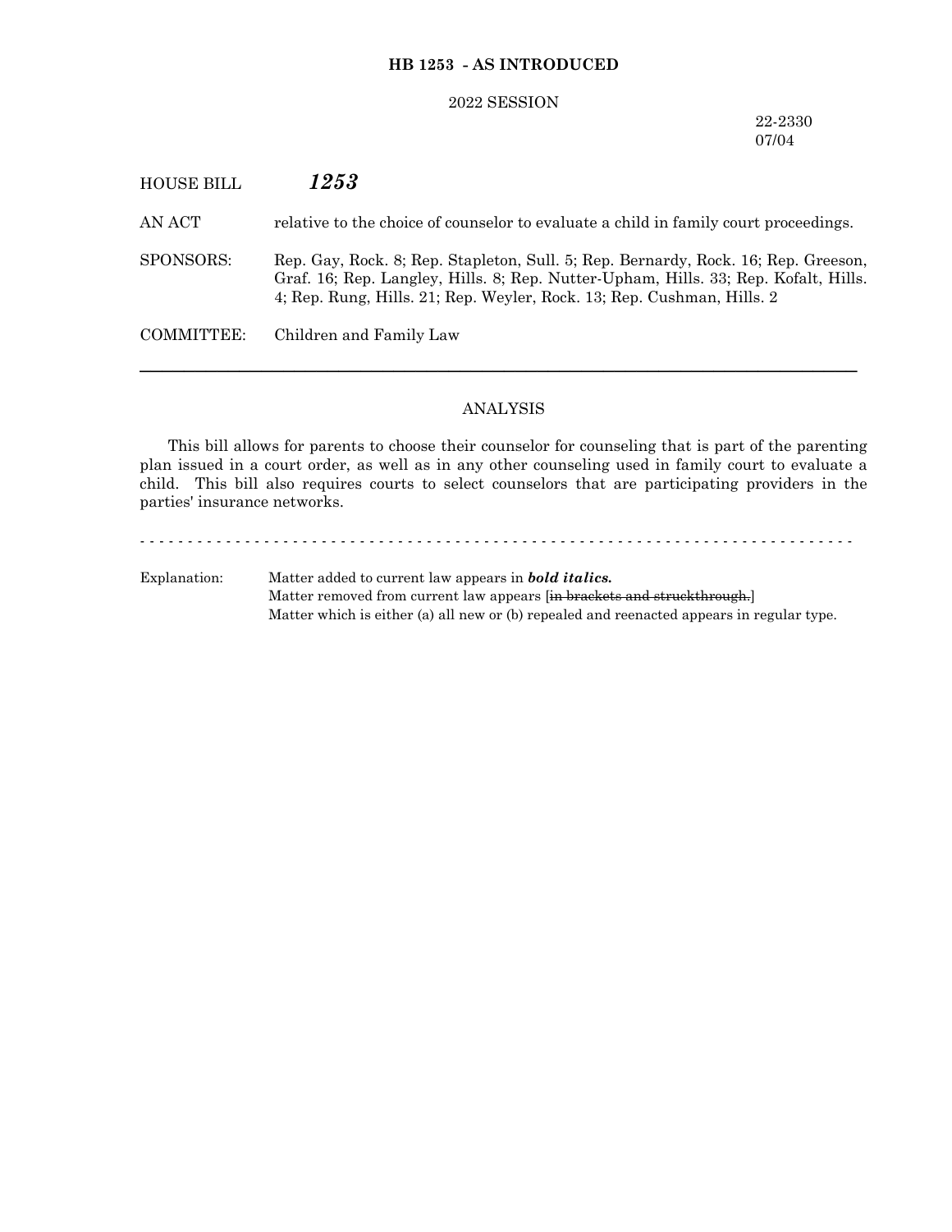**HB 1253 - AS INTRODUCED**

2022 SESSION

22-2330
07/04

HOUSE BILL ***1253***

AN ACT relative to the choice of counselor to evaluate a child in family court proceedings.

SPONSORS: Rep. Gay, Rock. 8; Rep. Stapleton, Sull. 5; Rep. Bernardy, Rock. 16; Rep. Greeson, Graf. 16; Rep. Langley, Hills. 8; Rep. Nutter-Upham, Hills. 33; Rep. Kofalt, Hills. 4; Rep. Rung, Hills. 21; Rep. Weyler, Rock. 13; Rep. Cushman, Hills. 2

COMMITTEE: Children and Family Law

---

ANALYSIS

This bill allows for parents to choose their counselor for counseling that is part of the parenting plan issued in a court order, as well as in any other counseling used in family court to evaluate a child. This bill also requires courts to select counselors that are participating providers in the parties' insurance networks.

- - - - - - - - - - - - - - - - - - - - - - - - - - - - - - - - - - - - - - - - - - - - - - - - - - - - - - - - - - - -

Explanation: Matter added to current law appears in ***bold italics.***
Matter removed from current law appears [~~in brackets and struckthrough.~~]
Matter which is either (a) all new or (b) repealed and reenacted appears in regular type.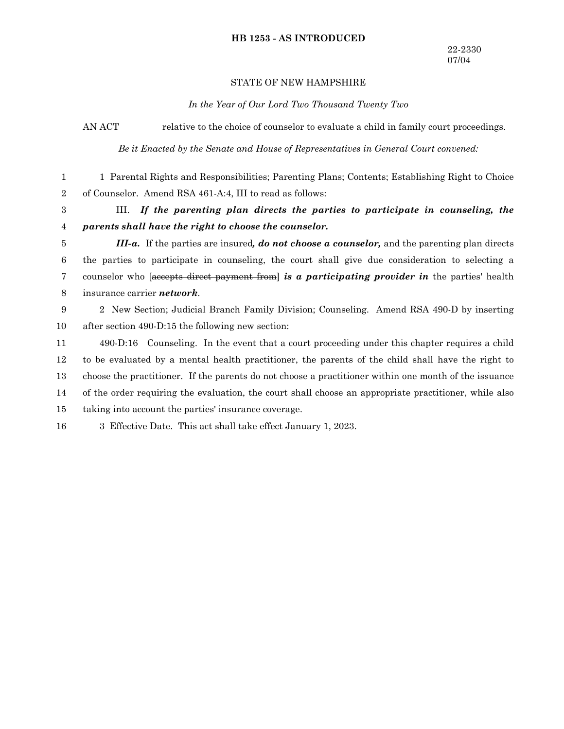**HB 1253 - AS INTRODUCED**

22-2330
07/04

STATE OF NEW HAMPSHIRE

*In the Year of Our Lord Two Thousand Twenty Two*

AN ACT relative to the choice of counselor to evaluate a child in family court proceedings.

*Be it Enacted by the Senate and House of Representatives in General Court convened:*

1 Parental Rights and Responsibilities; Parenting Plans; Contents; Establishing Right to Choice of Counselor. Amend RSA 461-A:4, III to read as follows:

III. ***If the parenting plan directs the parties to participate in counseling, the parents shall have the right to choose the counselor.***

***III-a.*** If the parties are insured***, do not choose a counselor,*** and the parenting plan directs the parties to participate in counseling, the court shall give due consideration to selecting a counselor who [~~accepts direct payment from~~] ***is a participating provider in*** the parties' health insurance carrier ***network***.

2 New Section; Judicial Branch Family Division; Counseling. Amend RSA 490-D by inserting after section 490-D:15 the following new section:

490-D:16 Counseling. In the event that a court proceeding under this chapter requires a child to be evaluated by a mental health practitioner, the parents of the child shall have the right to choose the practitioner. If the parents do not choose a practitioner within one month of the issuance of the order requiring the evaluation, the court shall choose an appropriate practitioner, while also taking into account the parties' insurance coverage.

3 Effective Date. This act shall take effect January 1, 2023.